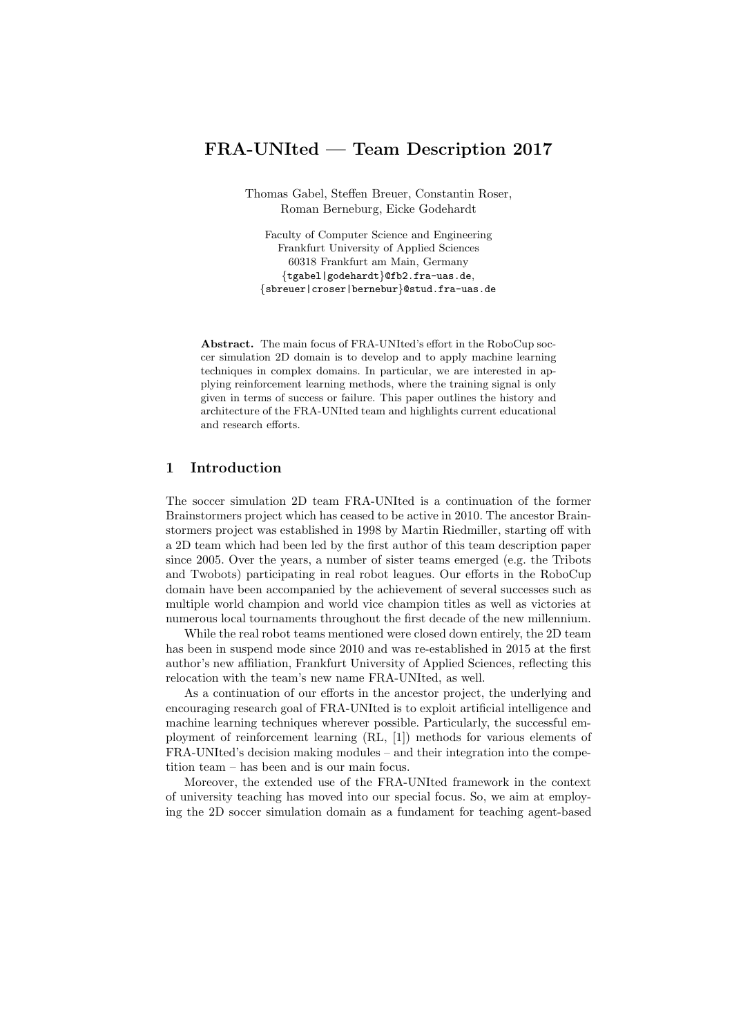# FRA-UNIted — Team Description 2017

Thomas Gabel, Steffen Breuer, Constantin Roser,
Roman Berneburg, Eicke Godehardt

Faculty of Computer Science and Engineering
Frankfurt University of Applied Sciences
60318 Frankfurt am Main, Germany
{tgabel|godehardt}@fb2.fra-uas.de,
{sbreuer|croser|bernebur}@stud.fra-uas.de

**Abstract.** The main focus of FRA-UNIted's effort in the RoboCup soccer simulation 2D domain is to develop and to apply machine learning techniques in complex domains. In particular, we are interested in applying reinforcement learning methods, where the training signal is only given in terms of success or failure. This paper outlines the history and architecture of the FRA-UNIted team and highlights current educational and research efforts.

## 1 Introduction

The soccer simulation 2D team FRA-UNIted is a continuation of the former Brainstormers project which has ceased to be active in 2010. The ancestor Brainstormers project was established in 1998 by Martin Riedmiller, starting off with a 2D team which had been led by the first author of this team description paper since 2005. Over the years, a number of sister teams emerged (e.g. the Tribots and Twobots) participating in real robot leagues. Our efforts in the RoboCup domain have been accompanied by the achievement of several successes such as multiple world champion and world vice champion titles as well as victories at numerous local tournaments throughout the first decade of the new millennium.

While the real robot teams mentioned were closed down entirely, the 2D team has been in suspend mode since 2010 and was re-established in 2015 at the first author's new affiliation, Frankfurt University of Applied Sciences, reflecting this relocation with the team's new name FRA-UNIted, as well.

As a continuation of our efforts in the ancestor project, the underlying and encouraging research goal of FRA-UNIted is to exploit artificial intelligence and machine learning techniques wherever possible. Particularly, the successful employment of reinforcement learning (RL, [1]) methods for various elements of FRA-UNIted's decision making modules – and their integration into the competition team – has been and is our main focus.

Moreover, the extended use of the FRA-UNIted framework in the context of university teaching has moved into our special focus. So, we aim at employing the 2D soccer simulation domain as a fundament for teaching agent-based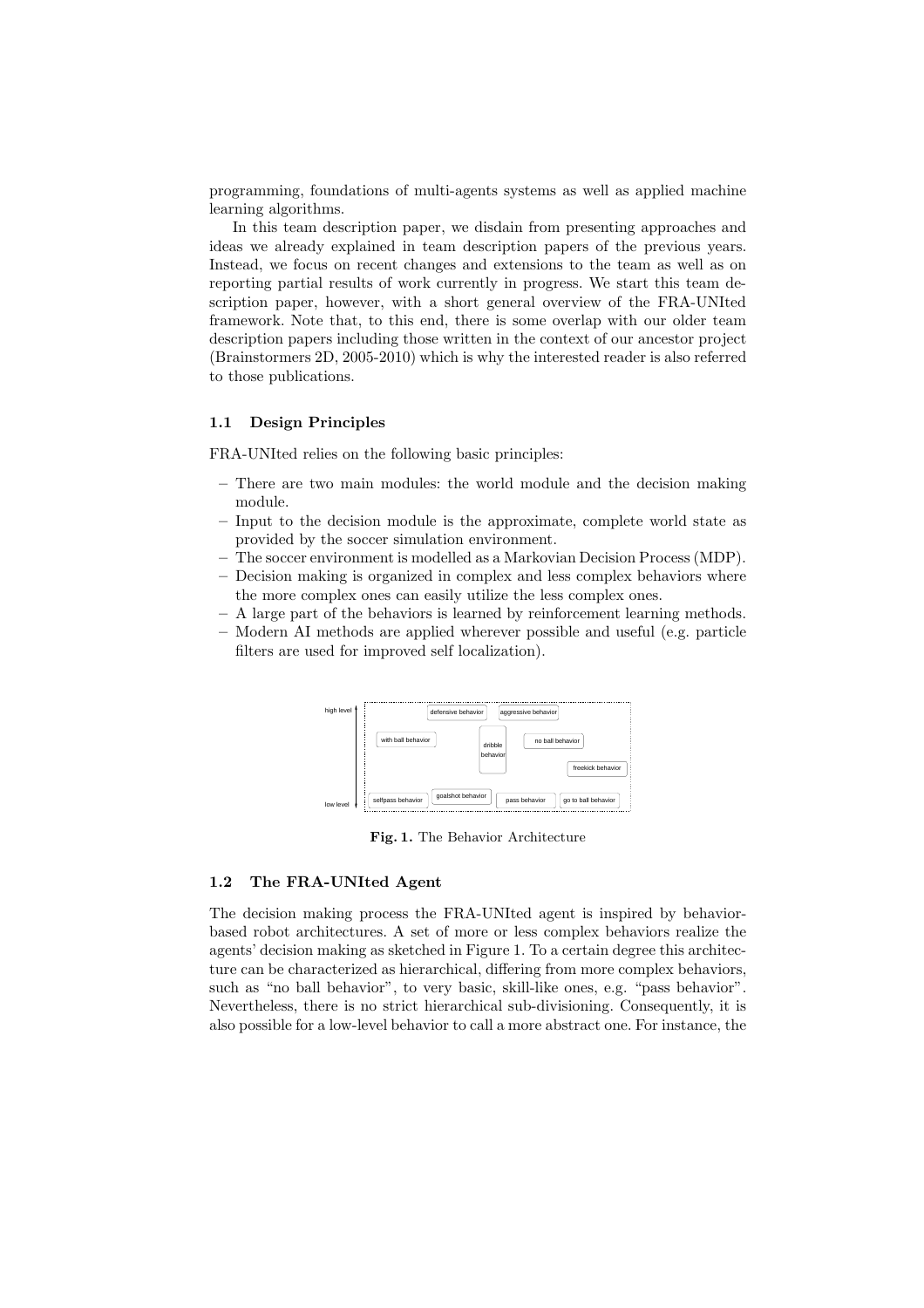programming, foundations of multi-agents systems as well as applied machine learning algorithms.

In this team description paper, we disdain from presenting approaches and ideas we already explained in team description papers of the previous years. Instead, we focus on recent changes and extensions to the team as well as on reporting partial results of work currently in progress. We start this team description paper, however, with a short general overview of the FRA-UNIted framework. Note that, to this end, there is some overlap with our older team description papers including those written in the context of our ancestor project (Brainstormers 2D, 2005-2010) which is why the interested reader is also referred to those publications.

### 1.1 Design Principles

FRA-UNIted relies on the following basic principles:

- There are two main modules: the world module and the decision making module.
- Input to the decision module is the approximate, complete world state as provided by the soccer simulation environment.
- The soccer environment is modelled as a Markovian Decision Process (MDP).
- Decision making is organized in complex and less complex behaviors where the more complex ones can easily utilize the less complex ones.
- A large part of the behaviors is learned by reinforcement learning methods.
- Modern AI methods are applied wherever possible and useful (e.g. particle filters are used for improved self localization).

high level | defensive behavior | aggressive behavior | with ball behavior | dribble behavior | no ball behavior | freekick behavior | selfpass behavior | goalshot behavior | pass behavior | go to ball behavior | low level

**Fig. 1.** The Behavior Architecture

### 1.2 The FRA-UNIted Agent

The decision making process the FRA-UNIted agent is inspired by behavior-based robot architectures. A set of more or less complex behaviors realize the agents' decision making as sketched in Figure 1. To a certain degree this architecture can be characterized as hierarchical, differing from more complex behaviors, such as "no ball behavior", to very basic, skill-like ones, e.g. "pass behavior". Nevertheless, there is no strict hierarchical sub-divisioning. Consequently, it is also possible for a low-level behavior to call a more abstract one. For instance, the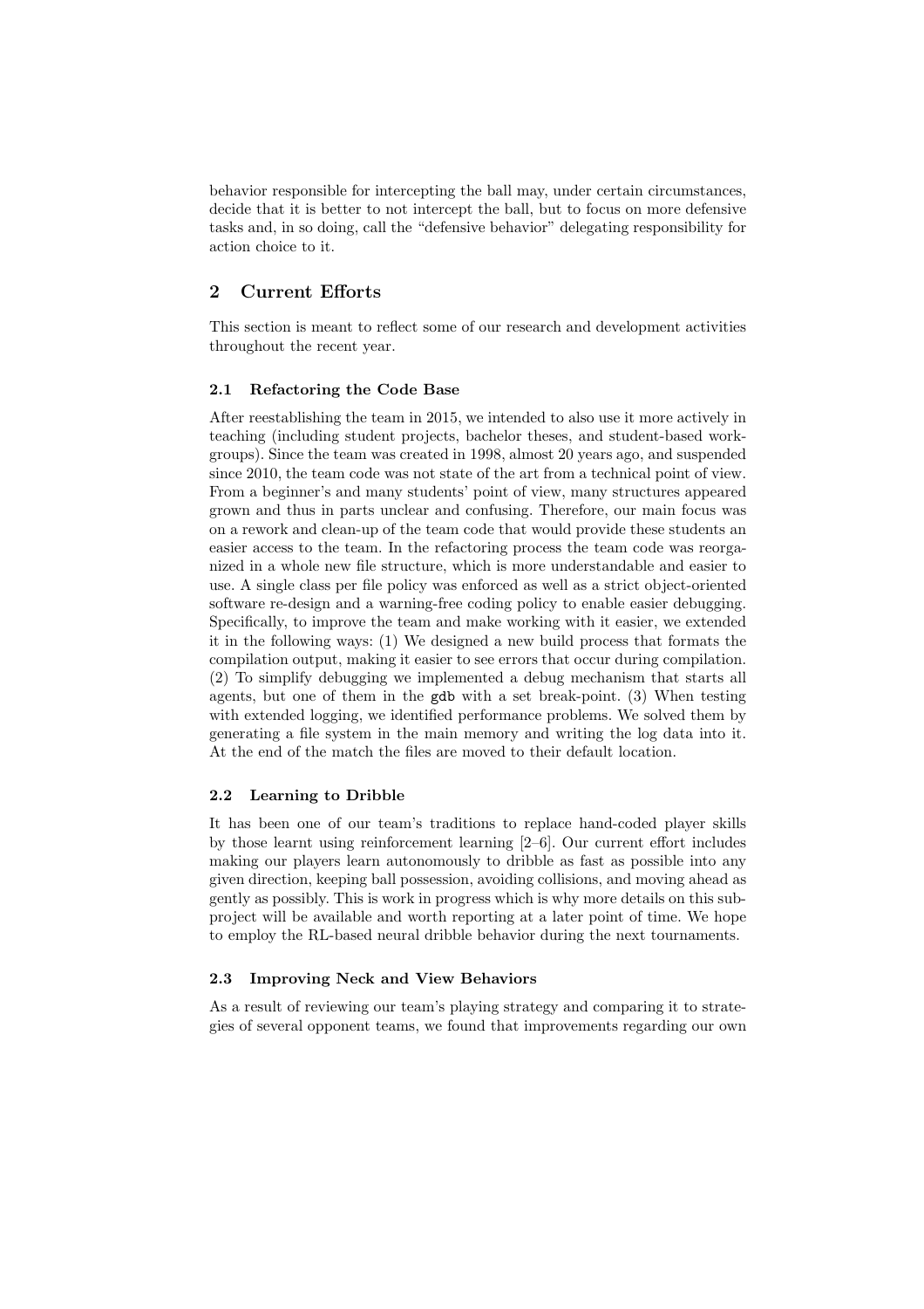behavior responsible for intercepting the ball may, under certain circumstances, decide that it is better to not intercept the ball, but to focus on more defensive tasks and, in so doing, call the "defensive behavior" delegating responsibility for action choice to it.

## 2 Current Efforts

This section is meant to reflect some of our research and development activities throughout the recent year.

### 2.1 Refactoring the Code Base

After reestablishing the team in 2015, we intended to also use it more actively in teaching (including student projects, bachelor theses, and student-based work-groups). Since the team was created in 1998, almost 20 years ago, and suspended since 2010, the team code was not state of the art from a technical point of view. From a beginner's and many students' point of view, many structures appeared grown and thus in parts unclear and confusing. Therefore, our main focus was on a rework and clean-up of the team code that would provide these students an easier access to the team. In the refactoring process the team code was reorganized in a whole new file structure, which is more understandable and easier to use. A single class per file policy was enforced as well as a strict object-oriented software re-design and a warning-free coding policy to enable easier debugging. Specifically, to improve the team and make working with it easier, we extended it in the following ways: (1) We designed a new build process that formats the compilation output, making it easier to see errors that occur during compilation. (2) To simplify debugging we implemented a debug mechanism that starts all agents, but one of them in the `gdb` with a set break-point. (3) When testing with extended logging, we identified performance problems. We solved them by generating a file system in the main memory and writing the log data into it. At the end of the match the files are moved to their default location.

### 2.2 Learning to Dribble

It has been one of our team's traditions to replace hand-coded player skills by those learnt using reinforcement learning [2–6]. Our current effort includes making our players learn autonomously to dribble as fast as possible into any given direction, keeping ball possession, avoiding collisions, and moving ahead as gently as possibly. This is work in progress which is why more details on this sub-project will be available and worth reporting at a later point of time. We hope to employ the RL-based neural dribble behavior during the next tournaments.

### 2.3 Improving Neck and View Behaviors

As a result of reviewing our team's playing strategy and comparing it to strategies of several opponent teams, we found that improvements regarding our own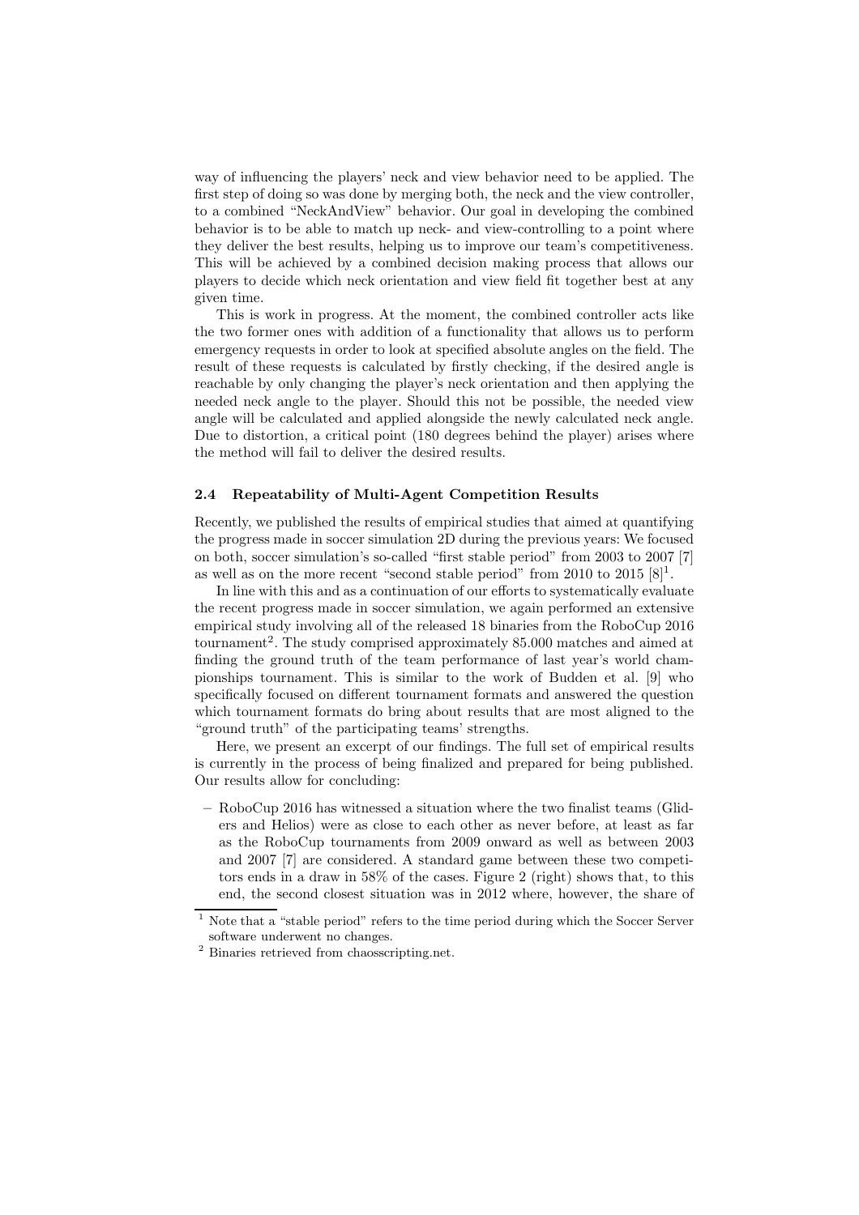way of influencing the players' neck and view behavior need to be applied. The first step of doing so was done by merging both, the neck and the view controller, to a combined "NeckAndView" behavior. Our goal in developing the combined behavior is to be able to match up neck- and view-controlling to a point where they deliver the best results, helping us to improve our team's competitiveness. This will be achieved by a combined decision making process that allows our players to decide which neck orientation and view field fit together best at any given time.

This is work in progress. At the moment, the combined controller acts like the two former ones with addition of a functionality that allows us to perform emergency requests in order to look at specified absolute angles on the field. The result of these requests is calculated by firstly checking, if the desired angle is reachable by only changing the player's neck orientation and then applying the needed neck angle to the player. Should this not be possible, the needed view angle will be calculated and applied alongside the newly calculated neck angle. Due to distortion, a critical point (180 degrees behind the player) arises where the method will fail to deliver the desired results.

### 2.4 Repeatability of Multi-Agent Competition Results

Recently, we published the results of empirical studies that aimed at quantifying the progress made in soccer simulation 2D during the previous years: We focused on both, soccer simulation's so-called "first stable period" from 2003 to 2007 [7] as well as on the more recent "second stable period" from 2010 to 2015 [8][1].

In line with this and as a continuation of our efforts to systematically evaluate the recent progress made in soccer simulation, we again performed an extensive empirical study involving all of the released 18 binaries from the RoboCup 2016 tournament[2]. The study comprised approximately 85.000 matches and aimed at finding the ground truth of the team performance of last year's world championships tournament. This is similar to the work of Budden et al. [9] who specifically focused on different tournament formats and answered the question which tournament formats do bring about results that are most aligned to the "ground truth" of the participating teams' strengths.

Here, we present an excerpt of our findings. The full set of empirical results is currently in the process of being finalized and prepared for being published. Our results allow for concluding:

- RoboCup 2016 has witnessed a situation where the two finalist teams (Gliders and Helios) were as close to each other as never before, at least as far as the RoboCup tournaments from 2009 onward as well as between 2003 and 2007 [7] are considered. A standard game between these two competitors ends in a draw in 58% of the cases. Figure 2 (right) shows that, to this end, the second closest situation was in 2012 where, however, the share of

[1] Note that a "stable period" refers to the time period during which the Soccer Server software underwent no changes.

[2] Binaries retrieved from chaosscripting.net.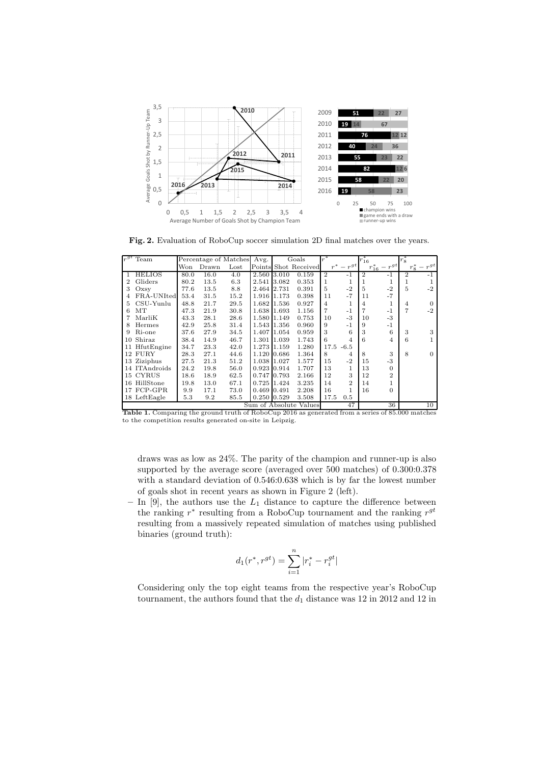**Fig. 2.** Evaluation of RoboCup soccer simulation 2D final matches over the years.

| $r^{gt}$ | Team | Percentage of Matches | | | Avg. | Goals | | $r^*$ | | $r^*_{16}$ | | $r^*_8$ | |
|---|---|---|---|---|---|---|---|---|---|---|---|---|---|
| | | Won | Drawn | Lost | Points | Shot | Received | | $r^* - r^{gt}$ | | $r^*_{16} - r^{gt}$ | | $r^*_8 - r^{gt}$ |
| 1 | HELIOS | 80.0 | 16.0 | 4.0 | 2.560 | 3.010 | 0.159 | 2 | -1 | 2 | -1 | 2 | -1 |
| 2 | Gliders | 80.2 | 13.5 | 6.3 | 2.541 | 3.082 | 0.353 | 1 | 1 | 1 | 1 | 1 | 1 |
| 3 | Oxsy | 77.6 | 13.5 | 8.8 | 2.464 | 2.731 | 0.391 | 5 | -2 | 5 | -2 | 5 | -2 |
| 4 | FRA-UNIted | 53.4 | 31.5 | 15.2 | 1.916 | 1.173 | 0.398 | 11 | -7 | 11 | -7 | | |
| 5 | CSU-Yunlu | 48.8 | 21.7 | 29.5 | 1.682 | 1.536 | 0.927 | 4 | 1 | 4 | 1 | 4 | 0 |
| 6 | MT | 47.3 | 21.9 | 30.8 | 1.638 | 1.693 | 1.156 | 7 | -1 | 7 | -1 | 7 | -2 |
| 7 | MarliK | 43.3 | 28.1 | 28.6 | 1.580 | 1.149 | 0.753 | 10 | -3 | 10 | -3 | | |
| 8 | Hermes | 42.9 | 25.8 | 31.4 | 1.543 | 1.356 | 0.960 | 9 | -1 | 9 | -1 | | |
| 9 | Ri-one | 37.6 | 27.9 | 34.5 | 1.407 | 1.054 | 0.959 | 3 | 6 | 3 | 6 | 3 | 3 |
| 10 | Shiraz | 38.4 | 14.9 | 46.7 | 1.301 | 1.039 | 1.743 | 6 | 4 | 6 | 4 | 6 | 1 |
| 11 | HfutEngine | 34.7 | 23.3 | 42.0 | 1.273 | 1.159 | 1.280 | 17.5 | -6.5 | | | | |
| 12 | FURY | 28.3 | 27.1 | 44.6 | 1.120 | 0.686 | 1.364 | 8 | 4 | 8 | 3 | 8 | 0 |
| 13 | Ziziphus | 27.5 | 21.3 | 51.2 | 1.038 | 1.027 | 1.577 | 15 | -2 | 15 | -3 | | |
| 14 | ITAndroids | 24.2 | 19.8 | 56.0 | 0.923 | 0.914 | 1.707 | 13 | 1 | 13 | 0 | | |
| 15 | CYRUS | 18.6 | 18.9 | 62.5 | 0.747 | 0.793 | 2.166 | 12 | 3 | 12 | 2 | | |
| 16 | HillStone | 19.8 | 13.0 | 67.1 | 0.725 | 1.424 | 3.235 | 14 | 2 | 14 | 1 | | |
| 17 | FCP-GPR | 9.9 | 17.1 | 73.0 | 0.469 | 0.491 | 2.208 | 16 | 1 | 16 | 0 | | |
| 18 | LeftEagle | 5.3 | 9.2 | 85.5 | 0.250 | 0.529 | 3.508 | 17.5 | 0.5 | | | | |
| | Sum of Absolute Values | | | | | | | | 47 | | 36 | | 10 |

**Table 1.** Comparing the ground truth of RoboCup 2016 as generated from a series of 85.000 matches to the competition results generated on-site in Leipzig.

draws was as low as 24%. The parity of the champion and runner-up is also supported by the average score (averaged over 500 matches) of 0.300:0.378 with a standard deviation of 0.546:0.638 which is by far the lowest number of goals shot in recent years as shown in Figure 2 (left).

– In [9], the authors use the $L_1$ distance to capture the difference between the ranking $r^*$ resulting from a RoboCup tournament and the ranking $r^{gt}$ resulting from a massively repeated simulation of matches using published binaries (ground truth):

$$d_1(r^*, r^{gt}) = \sum_{i=1}^{n} |r_i^* - r_i^{gt}|$$

Considering only the top eight teams from the respective year's RoboCup tournament, the authors found that the $d_1$ distance was 12 in 2012 and 12 in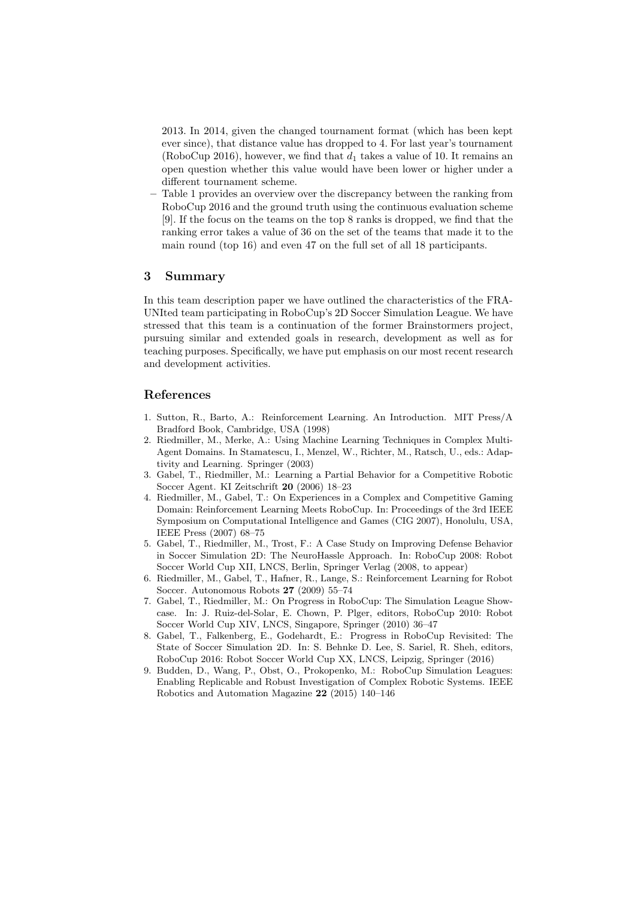2013. In 2014, given the changed tournament format (which has been kept ever since), that distance value has dropped to 4. For last year's tournament (RoboCup 2016), however, we find that $d_1$ takes a value of 10. It remains an open question whether this value would have been lower or higher under a different tournament scheme.

– Table 1 provides an overview over the discrepancy between the ranking from RoboCup 2016 and the ground truth using the continuous evaluation scheme [9]. If the focus on the teams on the top 8 ranks is dropped, we find that the ranking error takes a value of 36 on the set of the teams that made it to the main round (top 16) and even 47 on the full set of all 18 participants.

## 3 Summary

In this team description paper we have outlined the characteristics of the FRA-UNIted team participating in RoboCup's 2D Soccer Simulation League. We have stressed that this team is a continuation of the former Brainstormers project, pursuing similar and extended goals in research, development as well as for teaching purposes. Specifically, we have put emphasis on our most recent research and development activities.

## References

1. Sutton, R., Barto, A.: Reinforcement Learning. An Introduction. MIT Press/A Bradford Book, Cambridge, USA (1998)
2. Riedmiller, M., Merke, A.: Using Machine Learning Techniques in Complex Multi-Agent Domains. In Stamatescu, I., Menzel, W., Richter, M., Ratsch, U., eds.: Adaptivity and Learning. Springer (2003)
3. Gabel, T., Riedmiller, M.: Learning a Partial Behavior for a Competitive Robotic Soccer Agent. KI Zeitschrift **20** (2006) 18–23
4. Riedmiller, M., Gabel, T.: On Experiences in a Complex and Competitive Gaming Domain: Reinforcement Learning Meets RoboCup. In: Proceedings of the 3rd IEEE Symposium on Computational Intelligence and Games (CIG 2007), Honolulu, USA, IEEE Press (2007) 68–75
5. Gabel, T., Riedmiller, M., Trost, F.: A Case Study on Improving Defense Behavior in Soccer Simulation 2D: The NeuroHassle Approach. In: RoboCup 2008: Robot Soccer World Cup XII, LNCS, Berlin, Springer Verlag (2008, to appear)
6. Riedmiller, M., Gabel, T., Hafner, R., Lange, S.: Reinforcement Learning for Robot Soccer. Autonomous Robots **27** (2009) 55–74
7. Gabel, T., Riedmiller, M.: On Progress in RoboCup: The Simulation League Showcase. In: J. Ruiz-del-Solar, E. Chown, P. Plger, editors, RoboCup 2010: Robot Soccer World Cup XIV, LNCS, Singapore, Springer (2010) 36–47
8. Gabel, T., Falkenberg, E., Godehardt, E.: Progress in RoboCup Revisited: The State of Soccer Simulation 2D. In: S. Behnke D. Lee, S. Sariel, R. Sheh, editors, RoboCup 2016: Robot Soccer World Cup XX, LNCS, Leipzig, Springer (2016)
9. Budden, D., Wang, P., Obst, O., Prokopenko, M.: RoboCup Simulation Leagues: Enabling Replicable and Robust Investigation of Complex Robotic Systems. IEEE Robotics and Automation Magazine **22** (2015) 140–146